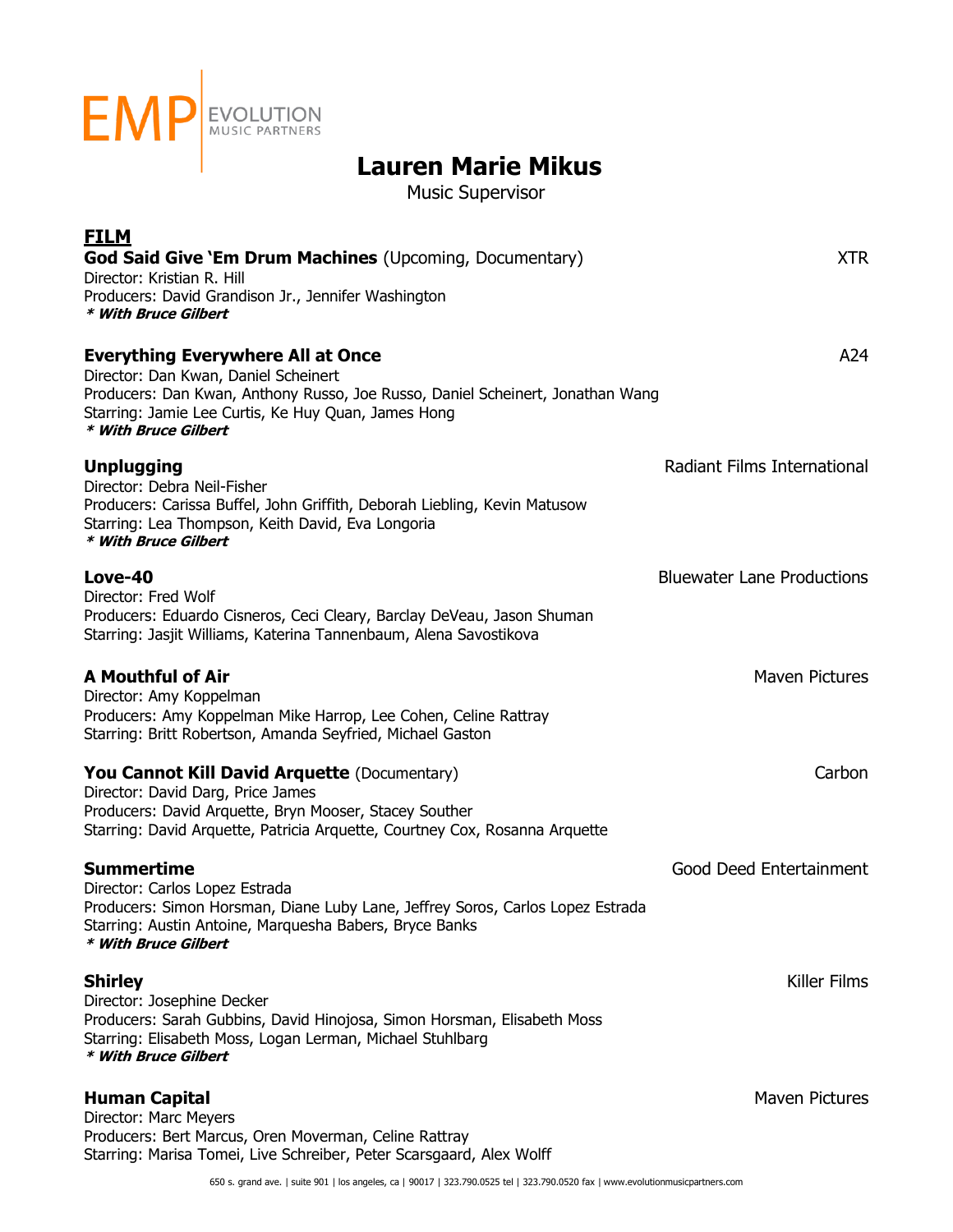EMP | EVOLUTION MUSIC PARTNERS

# Lauren Marie Mikus

Music Supervisor

## FILM

**God Said Give 'Em Drum Machines** (Upcoming, Documentary) — XTR
Director: Kristian R. Hill
Producers: David Grandison Jr., Jennifer Washington
***\* With Bruce Gilbert***

**Everything Everywhere All at Once** — A24
Director: Dan Kwan, Daniel Scheinert
Producers: Dan Kwan, Anthony Russo, Joe Russo, Daniel Scheinert, Jonathan Wang
Starring: Jamie Lee Curtis, Ke Huy Quan, James Hong
***\* With Bruce Gilbert***

**Unplugging** — Radiant Films International
Director: Debra Neil-Fisher
Producers: Carissa Buffel, John Griffith, Deborah Liebling, Kevin Matusow
Starring: Lea Thompson, Keith David, Eva Longoria
***\* With Bruce Gilbert***

**Love-40** — Bluewater Lane Productions
Director: Fred Wolf
Producers: Eduardo Cisneros, Ceci Cleary, Barclay DeVeau, Jason Shuman
Starring: Jasjit Williams, Katerina Tannenbaum, Alena Savostikova

**A Mouthful of Air** — Maven Pictures
Director: Amy Koppelman
Producers: Amy Koppelman Mike Harrop, Lee Cohen, Celine Rattray
Starring: Britt Robertson, Amanda Seyfried, Michael Gaston

**You Cannot Kill David Arquette** (Documentary) — Carbon
Director: David Darg, Price James
Producers: David Arquette, Bryn Mooser, Stacey Souther
Starring: David Arquette, Patricia Arquette, Courtney Cox, Rosanna Arquette

**Summertime** — Good Deed Entertainment
Director: Carlos Lopez Estrada
Producers: Simon Horsman, Diane Luby Lane, Jeffrey Soros, Carlos Lopez Estrada
Starring: Austin Antoine, Marquesha Babers, Bryce Banks
***\* With Bruce Gilbert***

**Shirley** — Killer Films
Director: Josephine Decker
Producers: Sarah Gubbins, David Hinojosa, Simon Horsman, Elisabeth Moss
Starring: Elisabeth Moss, Logan Lerman, Michael Stuhlbarg
***\* With Bruce Gilbert***

**Human Capital** — Maven Pictures
Director: Marc Meyers
Producers: Bert Marcus, Oren Moverman, Celine Rattray
Starring: Marisa Tomei, Live Schreiber, Peter Scarsgaard, Alex Wolff

650 s. grand ave. | suite 901 | los angeles, ca | 90017 | 323.790.0525 tel | 323.790.0520 fax | www.evolutionmusicpartners.com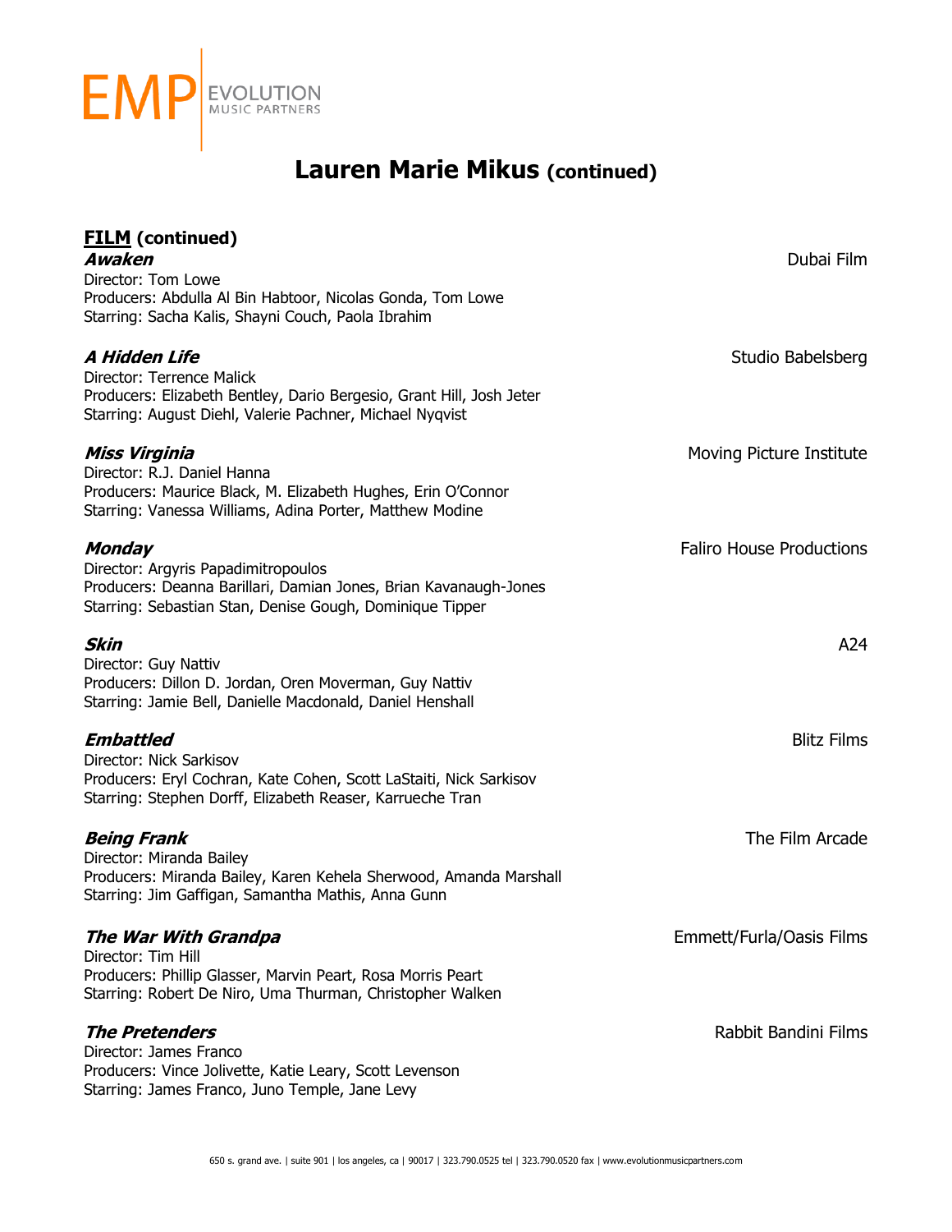# Lauren Marie Mikus (continued)

## FILM (continued)

***Awaken*** — Dubai Film
Director: Tom Lowe
Producers: Abdulla Al Bin Habtoor, Nicolas Gonda, Tom Lowe
Starring: Sacha Kalis, Shayni Couch, Paola Ibrahim

***A Hidden Life*** — Studio Babelsberg
Director: Terrence Malick
Producers: Elizabeth Bentley, Dario Bergesio, Grant Hill, Josh Jeter
Starring: August Diehl, Valerie Pachner, Michael Nyqvist

***Miss Virginia*** — Moving Picture Institute
Director: R.J. Daniel Hanna
Producers: Maurice Black, M. Elizabeth Hughes, Erin O'Connor
Starring: Vanessa Williams, Adina Porter, Matthew Modine

***Monday*** — Faliro House Productions
Director: Argyris Papadimitropoulos
Producers: Deanna Barillari, Damian Jones, Brian Kavanaugh-Jones
Starring: Sebastian Stan, Denise Gough, Dominique Tipper

***Skin*** — A24
Director: Guy Nattiv
Producers: Dillon D. Jordan, Oren Moverman, Guy Nattiv
Starring: Jamie Bell, Danielle Macdonald, Daniel Henshall

***Embattled*** — Blitz Films
Director: Nick Sarkisov
Producers: Eryl Cochran, Kate Cohen, Scott LaStaiti, Nick Sarkisov
Starring: Stephen Dorff, Elizabeth Reaser, Karrueche Tran

***Being Frank*** — The Film Arcade
Director: Miranda Bailey
Producers: Miranda Bailey, Karen Kehela Sherwood, Amanda Marshall
Starring: Jim Gaffigan, Samantha Mathis, Anna Gunn

***The War With Grandpa*** — Emmett/Furla/Oasis Films
Director: Tim Hill
Producers: Phillip Glasser, Marvin Peart, Rosa Morris Peart
Starring: Robert De Niro, Uma Thurman, Christopher Walken

***The Pretenders*** — Rabbit Bandini Films
Director: James Franco
Producers: Vince Jolivette, Katie Leary, Scott Levenson
Starring: James Franco, Juno Temple, Jane Levy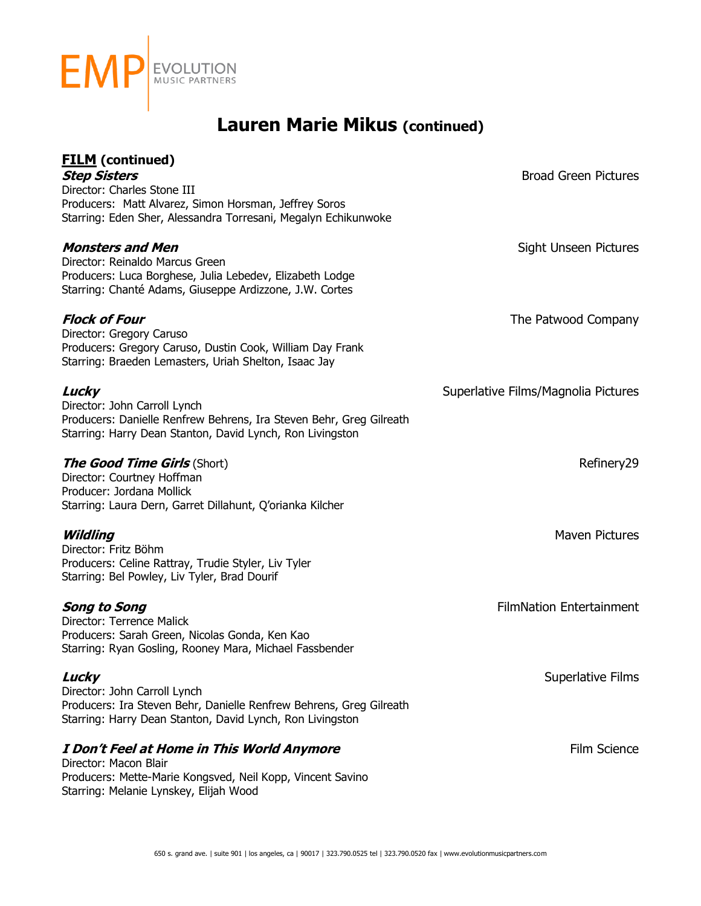# Lauren Marie Mikus (continued)

## FILM (continued)

***Step Sisters*** — Broad Green Pictures
Director: Charles Stone III
Producers: Matt Alvarez, Simon Horsman, Jeffrey Soros
Starring: Eden Sher, Alessandra Torresani, Megalyn Echikunwoke

***Monsters and Men*** — Sight Unseen Pictures
Director: Reinaldo Marcus Green
Producers: Luca Borghese, Julia Lebedev, Elizabeth Lodge
Starring: Chanté Adams, Giuseppe Ardizzone, J.W. Cortes

***Flock of Four*** — The Patwood Company
Director: Gregory Caruso
Producers: Gregory Caruso, Dustin Cook, William Day Frank
Starring: Braeden Lemasters, Uriah Shelton, Isaac Jay

***Lucky*** — Superlative Films/Magnolia Pictures
Director: John Carroll Lynch
Producers: Danielle Renfrew Behrens, Ira Steven Behr, Greg Gilreath
Starring: Harry Dean Stanton, David Lynch, Ron Livingston

***The Good Time Girls*** (Short) — Refinery29
Director: Courtney Hoffman
Producer: Jordana Mollick
Starring: Laura Dern, Garret Dillahunt, Q'orianka Kilcher

***Wildling*** — Maven Pictures
Director: Fritz Böhm
Producers: Celine Rattray, Trudie Styler, Liv Tyler
Starring: Bel Powley, Liv Tyler, Brad Dourif

***Song to Song*** — FilmNation Entertainment
Director: Terrence Malick
Producers: Sarah Green, Nicolas Gonda, Ken Kao
Starring: Ryan Gosling, Rooney Mara, Michael Fassbender

***Lucky*** — Superlative Films
Director: John Carroll Lynch
Producers: Ira Steven Behr, Danielle Renfrew Behrens, Greg Gilreath
Starring: Harry Dean Stanton, David Lynch, Ron Livingston

***I Don't Feel at Home in This World Anymore*** — Film Science
Director: Macon Blair
Producers: Mette-Marie Kongsved, Neil Kopp, Vincent Savino
Starring: Melanie Lynskey, Elijah Wood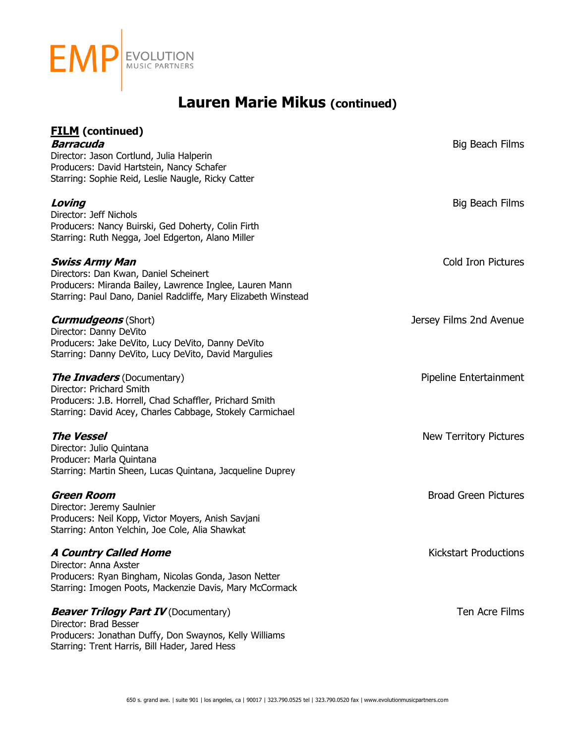# Lauren Marie Mikus (continued)

## FILM (continued)

***Barracuda*** — Big Beach Films
Director: Jason Cortlund, Julia Halperin
Producers: David Hartstein, Nancy Schafer
Starring: Sophie Reid, Leslie Naugle, Ricky Catter

***Loving*** — Big Beach Films
Director: Jeff Nichols
Producers: Nancy Buirski, Ged Doherty, Colin Firth
Starring: Ruth Negga, Joel Edgerton, Alano Miller

***Swiss Army Man*** — Cold Iron Pictures
Directors: Dan Kwan, Daniel Scheinert
Producers: Miranda Bailey, Lawrence Inglee, Lauren Mann
Starring: Paul Dano, Daniel Radcliffe, Mary Elizabeth Winstead

***Curmudgeons*** (Short) — Jersey Films 2nd Avenue
Director: Danny DeVito
Producers: Jake DeVito, Lucy DeVito, Danny DeVito
Starring: Danny DeVito, Lucy DeVito, David Margulies

***The Invaders*** (Documentary) — Pipeline Entertainment
Director: Prichard Smith
Producers: J.B. Horrell, Chad Schaffler, Prichard Smith
Starring: David Acey, Charles Cabbage, Stokely Carmichael

***The Vessel*** — New Territory Pictures
Director: Julio Quintana
Producer: Marla Quintana
Starring: Martin Sheen, Lucas Quintana, Jacqueline Duprey

***Green Room*** — Broad Green Pictures
Director: Jeremy Saulnier
Producers: Neil Kopp, Victor Moyers, Anish Savjani
Starring: Anton Yelchin, Joe Cole, Alia Shawkat

***A Country Called Home*** — Kickstart Productions
Director: Anna Axster
Producers: Ryan Bingham, Nicolas Gonda, Jason Netter
Starring: Imogen Poots, Mackenzie Davis, Mary McCormack

***Beaver Trilogy Part IV*** (Documentary) — Ten Acre Films
Director: Brad Besser
Producers: Jonathan Duffy, Don Swaynos, Kelly Williams
Starring: Trent Harris, Bill Hader, Jared Hess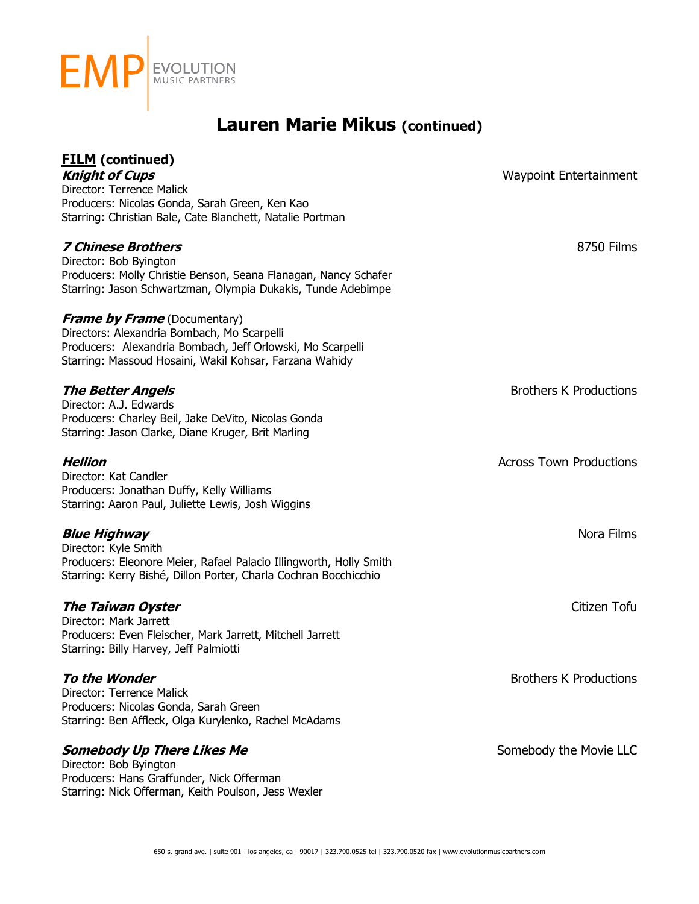EMP | EVOLUTION MUSIC PARTNERS

# Lauren Marie Mikus (continued)

## FILM (continued)

***Knight of Cups*** — Waypoint Entertainment
Director: Terrence Malick
Producers: Nicolas Gonda, Sarah Green, Ken Kao
Starring: Christian Bale, Cate Blanchett, Natalie Portman

***7 Chinese Brothers*** — 8750 Films
Director: Bob Byington
Producers: Molly Christie Benson, Seana Flanagan, Nancy Schafer
Starring: Jason Schwartzman, Olympia Dukakis, Tunde Adebimpe

***Frame by Frame*** (Documentary)
Directors: Alexandria Bombach, Mo Scarpelli
Producers: Alexandria Bombach, Jeff Orlowski, Mo Scarpelli
Starring: Massoud Hosaini, Wakil Kohsar, Farzana Wahidy

***The Better Angels*** — Brothers K Productions
Director: A.J. Edwards
Producers: Charley Beil, Jake DeVito, Nicolas Gonda
Starring: Jason Clarke, Diane Kruger, Brit Marling

***Hellion*** — Across Town Productions
Director: Kat Candler
Producers: Jonathan Duffy, Kelly Williams
Starring: Aaron Paul, Juliette Lewis, Josh Wiggins

***Blue Highway*** — Nora Films
Director: Kyle Smith
Producers: Eleonore Meier, Rafael Palacio Illingworth, Holly Smith
Starring: Kerry Bishé, Dillon Porter, Charla Cochran Bocchicchio

***The Taiwan Oyster*** — Citizen Tofu
Director: Mark Jarrett
Producers: Even Fleischer, Mark Jarrett, Mitchell Jarrett
Starring: Billy Harvey, Jeff Palmiotti

***To the Wonder*** — Brothers K Productions
Director: Terrence Malick
Producers: Nicolas Gonda, Sarah Green
Starring: Ben Affleck, Olga Kurylenko, Rachel McAdams

***Somebody Up There Likes Me*** — Somebody the Movie LLC
Director: Bob Byington
Producers: Hans Graffunder, Nick Offerman
Starring: Nick Offerman, Keith Poulson, Jess Wexler

650 s. grand ave. | suite 901 | los angeles, ca | 90017 | 323.790.0525 tel | 323.790.0520 fax | www.evolutionmusicpartners.com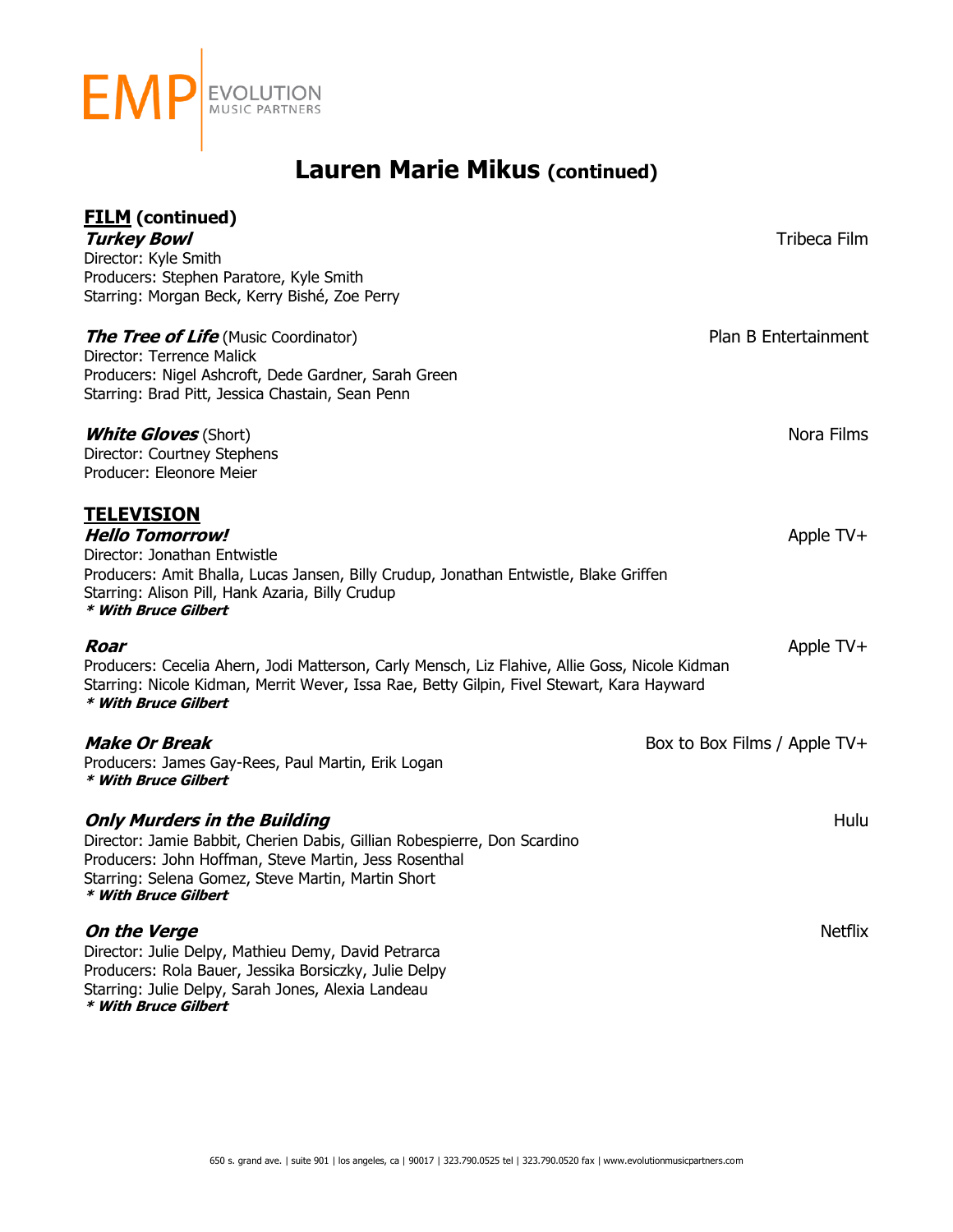# Lauren Marie Mikus (continued)

## FILM (continued)

***Turkey Bowl*** — Tribeca Film
Director: Kyle Smith
Producers: Stephen Paratore, Kyle Smith
Starring: Morgan Beck, Kerry Bishé, Zoe Perry

***The Tree of Life*** (Music Coordinator) — Plan B Entertainment
Director: Terrence Malick
Producers: Nigel Ashcroft, Dede Gardner, Sarah Green
Starring: Brad Pitt, Jessica Chastain, Sean Penn

***White Gloves*** (Short) — Nora Films
Director: Courtney Stephens
Producer: Eleonore Meier

## TELEVISION

***Hello Tomorrow!*** — Apple TV+
Director: Jonathan Entwistle
Producers: Amit Bhalla, Lucas Jansen, Billy Crudup, Jonathan Entwistle, Blake Griffen
Starring: Alison Pill, Hank Azaria, Billy Crudup
***\* With Bruce Gilbert***

***Roar*** — Apple TV+
Producers: Cecelia Ahern, Jodi Matterson, Carly Mensch, Liz Flahive, Allie Goss, Nicole Kidman
Starring: Nicole Kidman, Merrit Wever, Issa Rae, Betty Gilpin, Fivel Stewart, Kara Hayward
***\* With Bruce Gilbert***

***Make Or Break*** — Box to Box Films / Apple TV+
Producers: James Gay-Rees, Paul Martin, Erik Logan
***\* With Bruce Gilbert***

***Only Murders in the Building*** — Hulu
Director: Jamie Babbit, Cherien Dabis, Gillian Robespierre, Don Scardino
Producers: John Hoffman, Steve Martin, Jess Rosenthal
Starring: Selena Gomez, Steve Martin, Martin Short
***\* With Bruce Gilbert***

***On the Verge*** — Netflix
Director: Julie Delpy, Mathieu Demy, David Petrarca
Producers: Rola Bauer, Jessika Borsiczky, Julie Delpy
Starring: Julie Delpy, Sarah Jones, Alexia Landeau
***\* With Bruce Gilbert***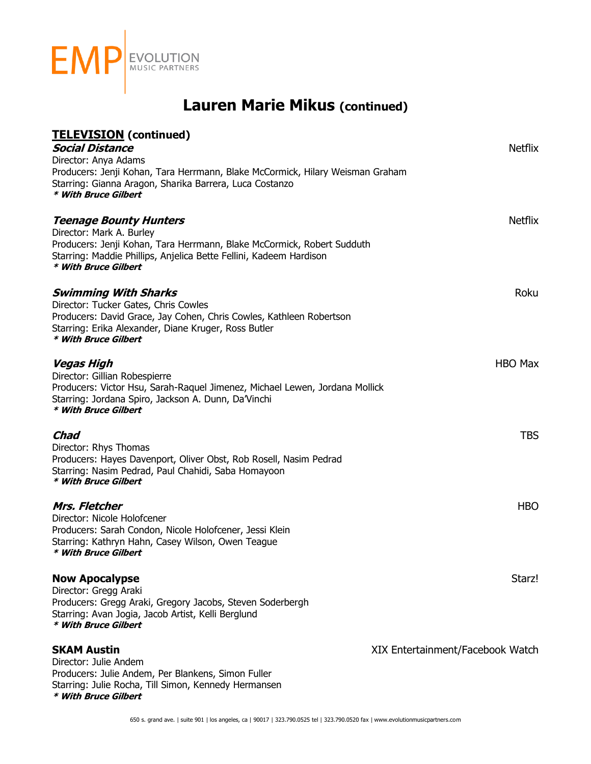# Lauren Marie Mikus (continued)

## TELEVISION (continued)

***Social Distance*** — Netflix
Director: Anya Adams
Producers: Jenji Kohan, Tara Herrmann, Blake McCormick, Hilary Weisman Graham
Starring: Gianna Aragon, Sharika Barrera, Luca Costanzo
***\* With Bruce Gilbert***

***Teenage Bounty Hunters*** — Netflix
Director: Mark A. Burley
Producers: Jenji Kohan, Tara Herrmann, Blake McCormick, Robert Sudduth
Starring: Maddie Phillips, Anjelica Bette Fellini, Kadeem Hardison
***\* With Bruce Gilbert***

***Swimming With Sharks*** — Roku
Director: Tucker Gates, Chris Cowles
Producers: David Grace, Jay Cohen, Chris Cowles, Kathleen Robertson
Starring: Erika Alexander, Diane Kruger, Ross Butler
***\* With Bruce Gilbert***

***Vegas High*** — HBO Max
Director: Gillian Robespierre
Producers: Victor Hsu, Sarah-Raquel Jimenez, Michael Lewen, Jordana Mollick
Starring: Jordana Spiro, Jackson A. Dunn, Da'Vinchi
***\* With Bruce Gilbert***

***Chad*** — TBS
Director: Rhys Thomas
Producers: Hayes Davenport, Oliver Obst, Rob Rosell, Nasim Pedrad
Starring: Nasim Pedrad, Paul Chahidi, Saba Homayoon
***\* With Bruce Gilbert***

***Mrs. Fletcher*** — HBO
Director: Nicole Holofcener
Producers: Sarah Condon, Nicole Holofcener, Jessi Klein
Starring: Kathryn Hahn, Casey Wilson, Owen Teague
***\* With Bruce Gilbert***

**Now Apocalypse** — Starz!
Director: Gregg Araki
Producers: Gregg Araki, Gregory Jacobs, Steven Soderbergh
Starring: Avan Jogia, Jacob Artist, Kelli Berglund
***\* With Bruce Gilbert***

**SKAM Austin** — XIX Entertainment/Facebook Watch
Director: Julie Andem
Producers: Julie Andem, Per Blankens, Simon Fuller
Starring: Julie Rocha, Till Simon, Kennedy Hermansen
***\* With Bruce Gilbert***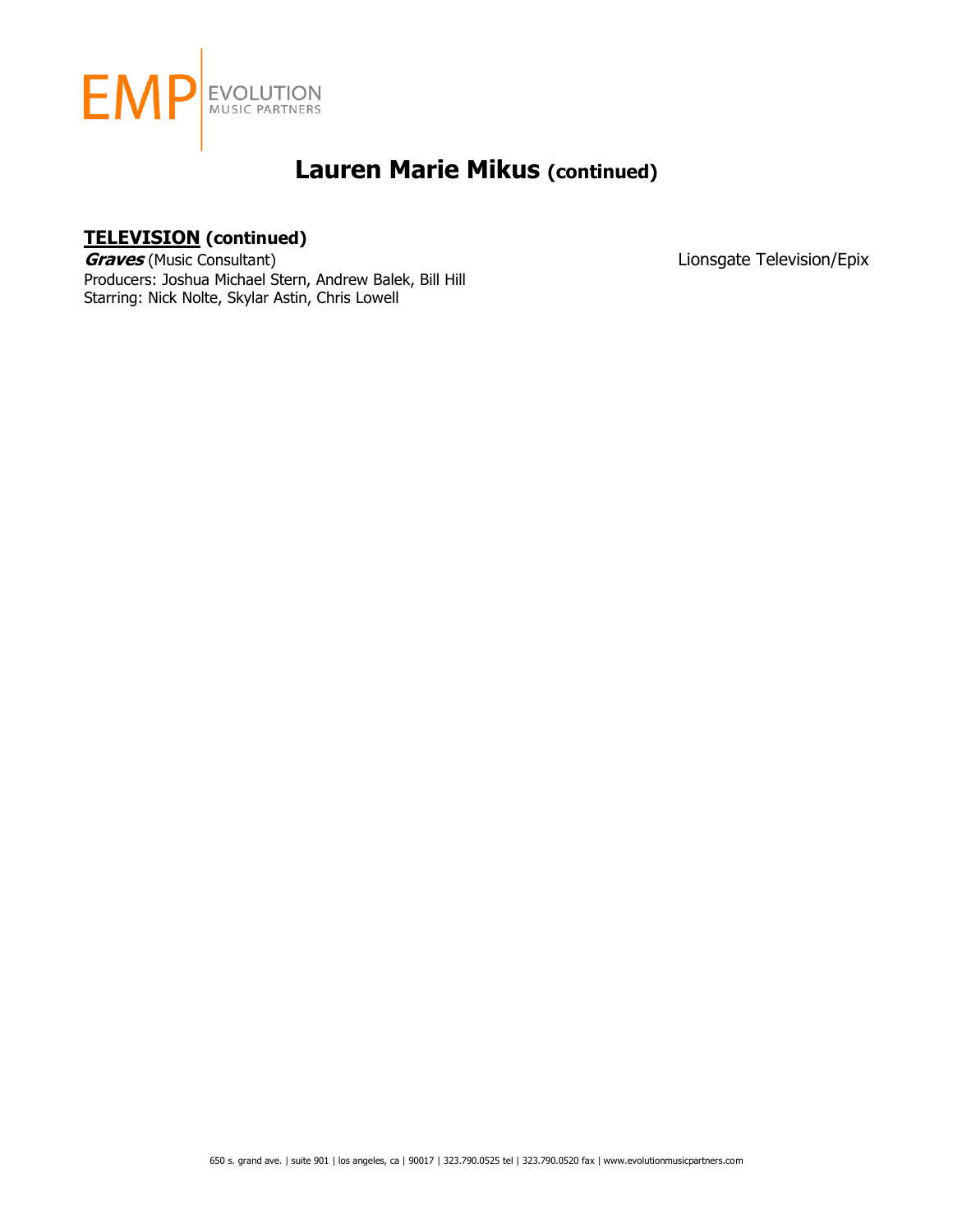# Lauren Marie Mikus (continued)

## TELEVISION (continued)

***Graves*** (Music Consultant) Lionsgate Television/Epix
Producers: Joshua Michael Stern, Andrew Balek, Bill Hill
Starring: Nick Nolte, Skylar Astin, Chris Lowell